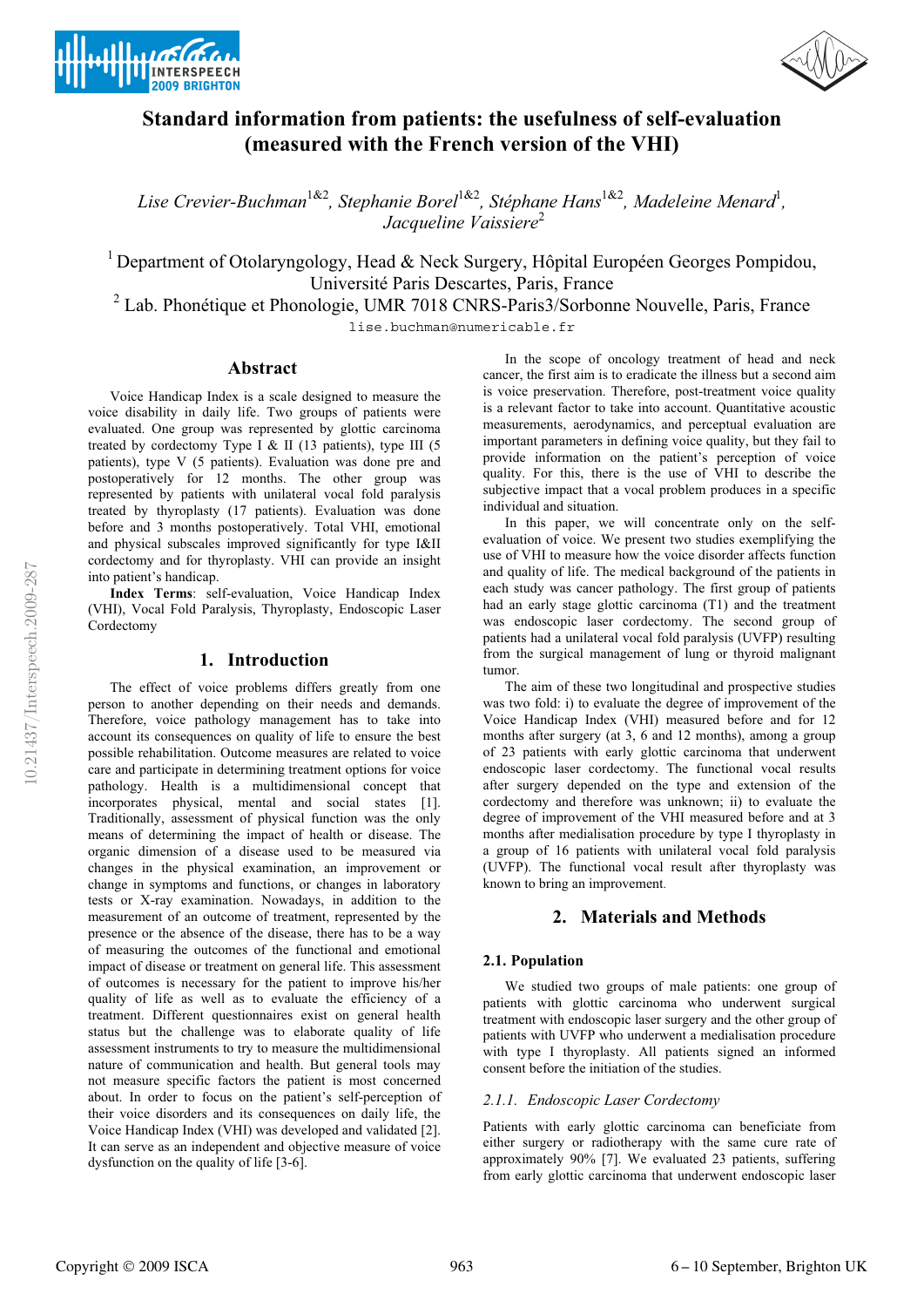# Standard information from patients: the usefulness of self-evaluation (measured with the French version of the VHI)

*Lise Crevier-Buchman*[1&2], *Stephanie Borel*[1&2], *Stéphane Hans*[1&2], *Madeleine Menard*[1], *Jacqueline Vaissiere*[2]

[1] Department of Otolaryngology, Head & Neck Surgery, Hôpital Européen Georges Pompidou, Université Paris Descartes, Paris, France

[2] Lab. Phonétique et Phonologie, UMR 7018 CNRS-Paris3/Sorbonne Nouvelle, Paris, France

lise.buchman@numericable.fr

## Abstract

Voice Handicap Index is a scale designed to measure the voice disability in daily life. Two groups of patients were evaluated. One group was represented by glottic carcinoma treated by cordectomy Type I & II (13 patients), type III (5 patients), type V (5 patients). Evaluation was done pre and postoperatively for 12 months. The other group was represented by patients with unilateral vocal fold paralysis treated by thyroplasty (17 patients). Evaluation was done before and 3 months postoperatively. Total VHI, emotional and physical subscales improved significantly for type I&II cordectomy and for thyroplasty. VHI can provide an insight into patient's handicap.

**Index Terms**: self-evaluation, Voice Handicap Index (VHI), Vocal Fold Paralysis, Thyroplasty, Endoscopic Laser Cordectomy

## 1. Introduction

The effect of voice problems differs greatly from one person to another depending on their needs and demands. Therefore, voice pathology management has to take into account its consequences on quality of life to ensure the best possible rehabilitation. Outcome measures are related to voice care and participate in determining treatment options for voice pathology. Health is a multidimensional concept that incorporates physical, mental and social states [1]. Traditionally, assessment of physical function was the only means of determining the impact of health or disease. The organic dimension of a disease used to be measured via changes in the physical examination, an improvement or change in symptoms and functions, or changes in laboratory tests or X-ray examination. Nowadays, in addition to the measurement of an outcome of treatment, represented by the presence or the absence of the disease, there has to be a way of measuring the outcomes of the functional and emotional impact of disease or treatment on general life. This assessment of outcomes is necessary for the patient to improve his/her quality of life as well as to evaluate the efficiency of a treatment. Different questionnaires exist on general health status but the challenge was to elaborate quality of life assessment instruments to try to measure the multidimensional nature of communication and health. But general tools may not measure specific factors the patient is most concerned about. In order to focus on the patient's self-perception of their voice disorders and its consequences on daily life, the Voice Handicap Index (VHI) was developed and validated [2]. It can serve as an independent and objective measure of voice dysfunction on the quality of life [3-6].

In the scope of oncology treatment of head and neck cancer, the first aim is to eradicate the illness but a second aim is voice preservation. Therefore, post-treatment voice quality is a relevant factor to take into account. Quantitative acoustic measurements, aerodynamics, and perceptual evaluation are important parameters in defining voice quality, but they fail to provide information on the patient's perception of voice quality. For this, there is the use of VHI to describe the subjective impact that a vocal problem produces in a specific individual and situation.

In this paper, we will concentrate only on the self-evaluation of voice. We present two studies exemplifying the use of VHI to measure how the voice disorder affects function and quality of life. The medical background of the patients in each study was cancer pathology. The first group of patients had an early stage glottic carcinoma (T1) and the treatment was endoscopic laser cordectomy. The second group of patients had a unilateral vocal fold paralysis (UVFP) resulting from the surgical management of lung or thyroid malignant tumor.

The aim of these two longitudinal and prospective studies was two fold: i) to evaluate the degree of improvement of the Voice Handicap Index (VHI) measured before and for 12 months after surgery (at 3, 6 and 12 months), among a group of 23 patients with early glottic carcinoma that underwent endoscopic laser cordectomy. The functional vocal results after surgery depended on the type and extension of the cordectomy and therefore was unknown; ii) to evaluate the degree of improvement of the VHI measured before and at 3 months after medialisation procedure by type I thyroplasty in a group of 16 patients with unilateral vocal fold paralysis (UVFP). The functional vocal result after thyroplasty was known to bring an improvement.

## 2. Materials and Methods

### 2.1. Population

We studied two groups of male patients: one group of patients with glottic carcinoma who underwent surgical treatment with endoscopic laser surgery and the other group of patients with UVFP who underwent a medialisation procedure with type I thyroplasty. All patients signed an informed consent before the initiation of the studies.

#### *2.1.1. Endoscopic Laser Cordectomy*

Patients with early glottic carcinoma can beneficiate from either surgery or radiotherapy with the same cure rate of approximately 90% [7]. We evaluated 23 patients, suffering from early glottic carcinoma that underwent endoscopic laser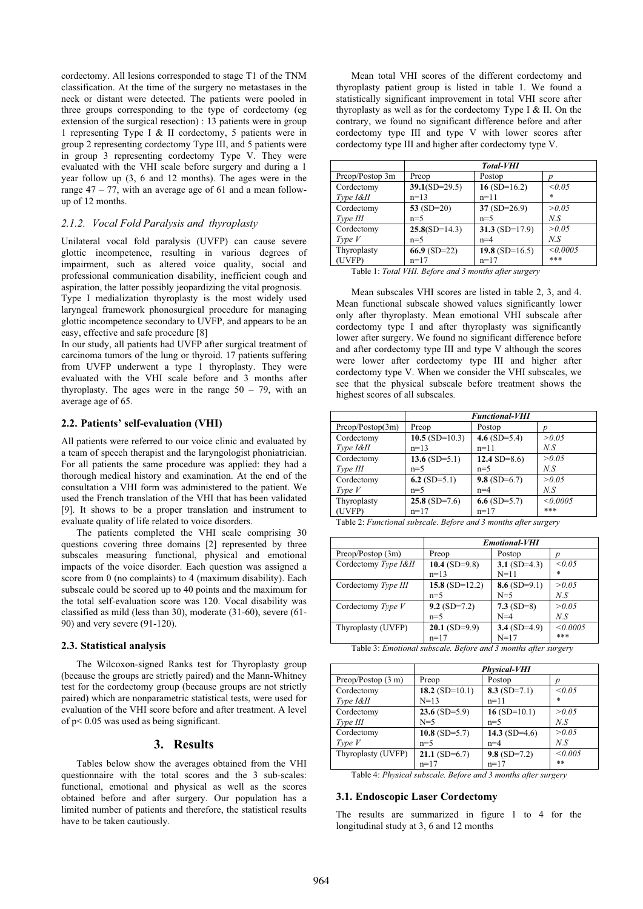cordectomy. All lesions corresponded to stage T1 of the TNM classification. At the time of the surgery no metastases in the neck or distant were detected. The patients were pooled in three groups corresponding to the type of cordectomy (eg extension of the surgical resection) : 13 patients were in group 1 representing Type I & II cordectomy, 5 patients were in group 2 representing cordectomy Type III, and 5 patients were in group 3 representing cordectomy Type V. They were evaluated with the VHI scale before surgery and during a 1 year follow up (3, 6 and 12 months). The ages were in the range 47 – 77, with an average age of 61 and a mean follow-up of 12 months.

#### *2.1.2. Vocal Fold Paralysis and thyroplasty*

Unilateral vocal fold paralysis (UVFP) can cause severe glottic incompetence, resulting in various degrees of impairment, such as altered voice quality, social and professional communication disability, inefficient cough and aspiration, the latter possibly jeopardizing the vital prognosis.

Type I medialization thyroplasty is the most widely used laryngeal framework phonosurgical procedure for managing glottic incompetence secondary to UVFP, and appears to be an easy, effective and safe procedure [8]

In our study, all patients had UVFP after surgical treatment of carcinoma tumors of the lung or thyroid. 17 patients suffering from UVFP underwent a type 1 thyroplasty. They were evaluated with the VHI scale before and 3 months after thyroplasty. The ages were in the range 50 – 79, with an average age of 65.

### 2.2. Patients' self-evaluation (VHI)

All patients were referred to our voice clinic and evaluated by a team of speech therapist and the laryngologist phoniatrician. For all patients the same procedure was applied: they had a thorough medical history and examination. At the end of the consultation a VHI form was administered to the patient. We used the French translation of the VHI that has been validated [9]. It shows to be a proper translation and instrument to evaluate quality of life related to voice disorders.

The patients completed the VHI scale comprising 30 questions covering three domains [2] represented by three subscales measuring functional, physical and emotional impacts of the voice disorder. Each question was assigned a score from 0 (no complaints) to 4 (maximum disability). Each subscale could be scored up to 40 points and the maximum for the total self-evaluation score was 120. Vocal disability was classified as mild (less than 30), moderate (31-60), severe (61-90) and very severe (91-120).

### 2.3. Statistical analysis

The Wilcoxon-signed Ranks test for Thyroplasty group (because the groups are strictly paired) and the Mann-Whitney test for the cordectomy group (because groups are not strictly paired) which are nonparametric statistical tests, were used for evaluation of the VHI score before and after treatment. A level of $p < 0.05$ was used as being significant.

## 3. Results

Tables below show the averages obtained from the VHI questionnaire with the total scores and the 3 sub-scales: functional, emotional and physical as well as the scores obtained before and after surgery. Our population has a limited number of patients and therefore, the statistical results have to be taken cautiously.

Mean total VHI scores of the different cordectomy and thyroplasty patient group is listed in table 1. We found a statistically significant improvement in total VHI score after thyroplasty as well as for the cordectomy Type I & II. On the contrary, we found no significant difference before and after cordectomy type III and type V with lower scores after cordectomy type III and higher after cordectomy type V.

| | ***Total-VHI*** | | |
|---|---|---|---|
| Preop/Postop 3m | Preop | Postop | *p* |
| Cordectomy *Type I&II* | **39.1**(SD=29.5) n=13 | **16** (SD=16.2) n=11 | *<0.05* * |
| Cordectomy *Type III* | **53** (SD=20) n=5 | **37** (SD=26.9) n=5 | *>0.05* *N.S* |
| Cordectomy *Type V* | **25.8**(SD=14.3) n=5 | **31.3** (SD=17.9) n=4 | *>0.05* *N.S* |
| Thyroplasty (UVFP) | **66.9** (SD=22) n=17 | **19.8** (SD=16.5) n=17 | *<0.0005* *** |

Table 1: *Total VHI. Before and 3 months after surgery*

Mean subscales VHI scores are listed in table 2, 3, and 4. Mean functional subscale showed values significantly lower only after thyroplasty. Mean emotional VHI subscale after cordectomy type I and after thyroplasty was significantly lower after surgery. We found no significant difference before and after cordectomy type III and type V although the scores were lower after cordectomy type III and higher after cordectomy type V. When we consider the VHI subscales, we see that the physical subscale before treatment shows the highest scores of all subscales.

| | ***Functional-VHI*** | | |
|---|---|---|---|
| Preop/Postop(3m) | Preop | Postop | *p* |
| Cordectomy *Type I&II* | **10.5** (SD=10.3) n=13 | **4.6** (SD=5.4) n=11 | *>0.05* *N.S* |
| Cordectomy *Type III* | **13.6** (SD=5.1) n=5 | **12.4** SD=8.6) n=5 | *>0.05* *N.S* |
| Cordectomy *Type V* | **6.2** (SD=5.1) n=5 | **9.8** (SD=6.7) n=4 | *>0.05* *N.S* |
| Thyroplasty (UVFP) | **25.8** (SD=7.6) n=17 | **6.6** (SD=5.7) n=17 | *<0.0005* *** |

Table 2: *Functional subscale. Before and 3 months after surgery*

| | ***Emotional-VHI*** | | |
|---|---|---|---|
| Preop/Postop (3m) | Preop | Postop | *p* |
| Cordectomy *Type I&II* | **10.4** (SD=9.8) n=13 | **3.1** (SD=4.3) N=11 | *<0.05* * |
| Cordectomy *Type III* | **15.8** (SD=12.2) n=5 | **8.6** (SD=9.1) N=5 | *>0.05* *N.S* |
| Cordectomy *Type V* | **9.2** (SD=7.2) n=5 | **7.3** (SD=8) N=4 | *>0.05* *N.S* |
| Thyroplasty (UVFP) | **20.1** (SD=9.9) n=17 | **3.4** (SD=4.9) N=17 | *<0.0005* *** |

Table 3: *Emotional subscale. Before and 3 months after surgery*

| | ***Physical-VHI*** | | |
|---|---|---|---|
| Preop/Postop (3 m) | Preop | Postop | *p* |
| Cordectomy *Type I&II* | **18.2** (SD=10.1) N=13 | **8.3** (SD=7.1) n=11 | *<0.05* * |
| Cordectomy *Type III* | **23.6** (SD=5.9) N=5 | **16** (SD=10.1) n=5 | *>0.05* *N.S* |
| Cordectomy *Type V* | **10.8** (SD=5.7) n=5 | **14.3** (SD=4.6) n=4 | *>0.05* *N.S* |
| Thyroplasty (UVFP) | **21.1** (SD=6.7) n=17 | **9.8** (SD=7.2) n=17 | *<0.005* ** |

Table 4: *Physical subscale. Before and 3 months after surgery*

### 3.1. Endoscopic Laser Cordectomy

The results are summarized in figure 1 to 4 for the longitudinal study at 3, 6 and 12 months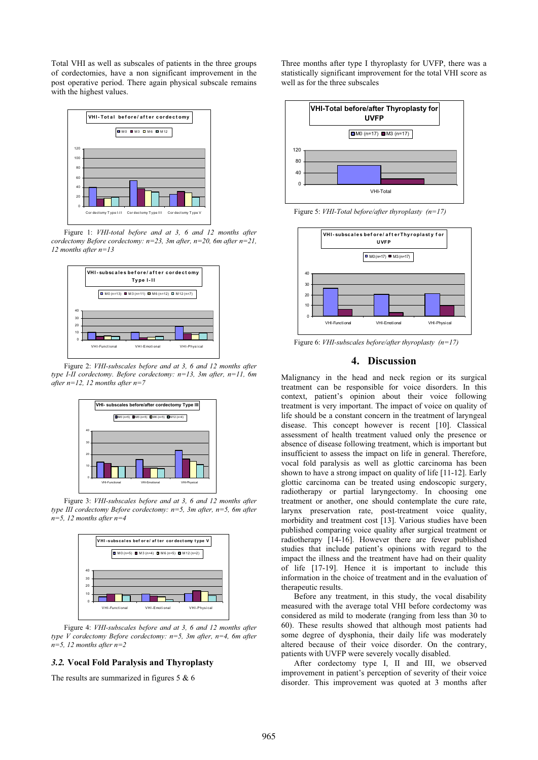Total VHI as well as subscales of patients in the three groups of cordectomies, have a non significant improvement in the post operative period. There again physical subscale remains with the highest values.

Figure 1: *VHI-total before and at 3, 6 and 12 months after cordectomy Before cordectomy: n=23, 3m after, n=20, 6m after n=21, 12 months after n=13*

Figure 2: *VHI-subscales before and at 3, 6 and 12 months after type I-II cordectomy. Before cordectomy: n=13, 3m after, n=11, 6m after n=12, 12 months after n=7*

Figure 3: *VHI-subscales before and at 3, 6 and 12 months after type III cordectomy Before cordectomy: n=5, 3m after, n=5, 6m after n=5, 12 months after n=4*

Figure 4: *VHI-subscales before and at 3, 6 and 12 months after type V cordectomy Before cordectomy: n=5, 3m after, n=4, 6m after n=5, 12 months after n=2*

### *3.2.* Vocal Fold Paralysis and Thyroplasty

The results are summarized in figures 5 & 6

Three months after type I thyroplasty for UVFP, there was a statistically significant improvement for the total VHI score as well as for the three subscales

Figure 5: *VHI-Total before/after thyroplasty (n=17)*

Figure 6: *VHI-subscales before/after thyroplasty (n=17)*

## 4. Discussion

Malignancy in the head and neck region or its surgical treatment can be responsible for voice disorders. In this context, patient's opinion about their voice following treatment is very important. The impact of voice on quality of life should be a constant concern in the treatment of laryngeal disease. This concept however is recent [10]. Classical assessment of health treatment valued only the presence or absence of disease following treatment, which is important but insufficient to assess the impact on life in general. Therefore, vocal fold paralysis as well as glottic carcinoma has been shown to have a strong impact on quality of life [11-12]. Early glottic carcinoma can be treated using endoscopic surgery, radiotherapy or partial laryngectomy. In choosing one treatment or another, one should contemplate the cure rate, larynx preservation rate, post-treatment voice quality, morbidity and treatment cost [13]. Various studies have been published comparing voice quality after surgical treatment or radiotherapy [14-16]. However there are fewer published studies that include patient's opinions with regard to the impact the illness and the treatment have had on their quality of life [17-19]. Hence it is important to include this information in the choice of treatment and in the evaluation of therapeutic results.

Before any treatment, in this study, the vocal disability measured with the average total VHI before cordectomy was considered as mild to moderate (ranging from less than 30 to 60). These results showed that although most patients had some degree of dysphonia, their daily life was moderately altered because of their voice disorder. On the contrary, patients with UVFP were severely vocally disabled.

After cordectomy type I, II and III, we observed improvement in patient's perception of severity of their voice disorder. This improvement was quoted at 3 months after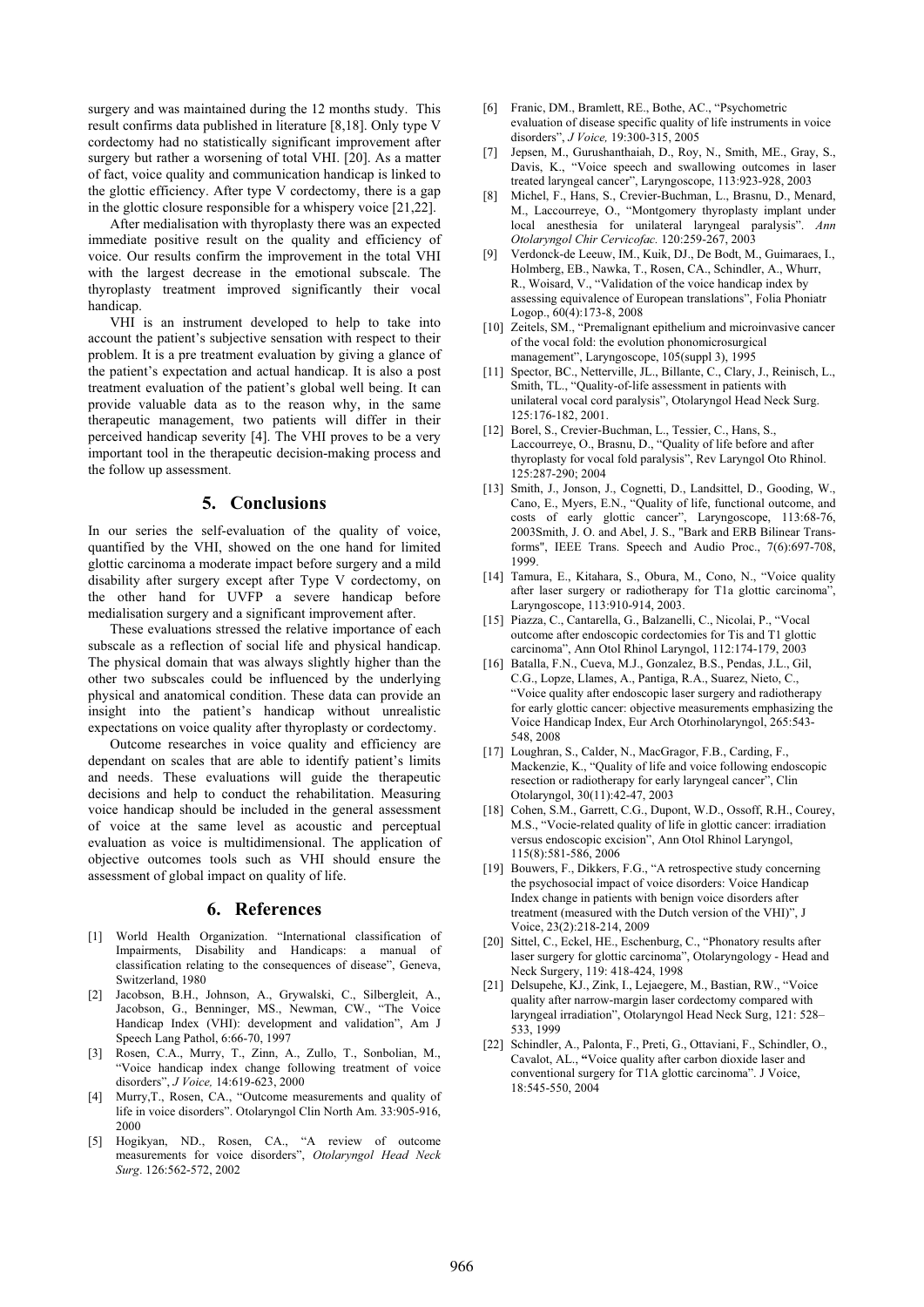surgery and was maintained during the 12 months study. This result confirms data published in literature [8,18]. Only type V cordectomy had no statistically significant improvement after surgery but rather a worsening of total VHI. [20]. As a matter of fact, voice quality and communication handicap is linked to the glottic efficiency. After type V cordectomy, there is a gap in the glottic closure responsible for a whispery voice [21,22].

After medialisation with thyroplasty there was an expected immediate positive result on the quality and efficiency of voice. Our results confirm the improvement in the total VHI with the largest decrease in the emotional subscale. The thyroplasty treatment improved significantly their vocal handicap.

VHI is an instrument developed to help to take into account the patient's subjective sensation with respect to their problem. It is a pre treatment evaluation by giving a glance of the patient's expectation and actual handicap. It is also a post treatment evaluation of the patient's global well being. It can provide valuable data as to the reason why, in the same therapeutic management, two patients will differ in their perceived handicap severity [4]. The VHI proves to be a very important tool in the therapeutic decision-making process and the follow up assessment.

## 5. Conclusions

In our series the self-evaluation of the quality of voice, quantified by the VHI, showed on the one hand for limited glottic carcinoma a moderate impact before surgery and a mild disability after surgery except after Type V cordectomy, on the other hand for UVFP a severe handicap before medialisation surgery and a significant improvement after.

These evaluations stressed the relative importance of each subscale as a reflection of social life and physical handicap. The physical domain that was always slightly higher than the other two subscales could be influenced by the underlying physical and anatomical condition. These data can provide an insight into the patient's handicap without unrealistic expectations on voice quality after thyroplasty or cordectomy.

Outcome researches in voice quality and efficiency are dependant on scales that are able to identify patient's limits and needs. These evaluations will guide the therapeutic decisions and help to conduct the rehabilitation. Measuring voice handicap should be included in the general assessment of voice at the same level as acoustic and perceptual evaluation as voice is multidimensional. The application of objective outcomes tools such as VHI should ensure the assessment of global impact on quality of life.

## 6. References

[1] World Health Organization. "International classification of Impairments, Disability and Handicaps: a manual of classification relating to the consequences of disease", Geneva, Switzerland, 1980

[2] Jacobson, B.H., Johnson, A., Grywalski, C., Silbergleit, A., Jacobson, G., Benninger, MS., Newman, CW., "The Voice Handicap Index (VHI): development and validation", Am J Speech Lang Pathol, 6:66-70, 1997

[3] Rosen, C.A., Murry, T., Zinn, A., Zullo, T., Sonbolian, M., "Voice handicap index change following treatment of voice disorders", *J Voice,* 14:619-623, 2000

[4] Murry,T., Rosen, CA., "Outcome measurements and quality of life in voice disorders". Otolaryngol Clin North Am. 33:905-916, 2000

[5] Hogikyan, ND., Rosen, CA., "A review of outcome measurements for voice disorders", *Otolaryngol Head Neck Surg*. 126:562-572, 2002

[6] Franic, DM., Bramlett, RE., Bothe, AC., "Psychometric evaluation of disease specific quality of life instruments in voice disorders", *J Voice,* 19:300-315, 2005

[7] Jepsen, M., Gurushanthaiah, D., Roy, N., Smith, ME., Gray, S., Davis, K., "Voice speech and swallowing outcomes in laser treated laryngeal cancer", Laryngoscope, 113:923-928, 2003

[8] Michel, F., Hans, S., Crevier-Buchman, L., Brasnu, D., Menard, M., Laccourreye, O., "Montgomery thyroplasty implant under local anesthesia for unilateral laryngeal paralysis". *Ann Otolaryngol Chir Cervicofac.* 120:259-267, 2003

[9] Verdonck-de Leeuw, IM., Kuik, DJ., De Bodt, M., Guimaraes, I., Holmberg, EB., Nawka, T., Rosen, CA., Schindler, A., Whurr, R., Woisard, V., "Validation of the voice handicap index by assessing equivalence of European translations", Folia Phoniatr Logop., 60(4):173-8, 2008

[10] Zeitels, SM., "Premalignant epithelium and microinvasive cancer of the vocal fold: the evolution phonomicrosurgical management", Laryngoscope, 105(suppl 3), 1995

[11] Spector, BC., Netterville, JL., Billante, C., Clary, J., Reinisch, L., Smith, TL., "Quality-of-life assessment in patients with unilateral vocal cord paralysis", Otolaryngol Head Neck Surg. 125:176-182, 2001.

[12] Borel, S., Crevier-Buchman, L., Tessier, C., Hans, S., Laccourreye, O., Brasnu, D., "Quality of life before and after thyroplasty for vocal fold paralysis", Rev Laryngol Oto Rhinol. 125:287-290; 2004

[13] Smith, J., Jonson, J., Cognetti, D., Landsittel, D., Gooding, W., Cano, E., Myers, E.N., "Quality of life, functional outcome, and costs of early glottic cancer", Laryngoscope, 113:68-76, 2003Smith, J. O. and Abel, J. S., "Bark and ERB Bilinear Transforms", IEEE Trans. Speech and Audio Proc., 7(6):697-708, 1999.

[14] Tamura, E., Kitahara, S., Obura, M., Cono, N., "Voice quality after laser surgery or radiotherapy for T1a glottic carcinoma", Laryngoscope, 113:910-914, 2003.

[15] Piazza, C., Cantarella, G., Balzanelli, C., Nicolai, P., "Vocal outcome after endoscopic cordectomies for Tis and T1 glottic carcinoma", Ann Otol Rhinol Laryngol, 112:174-179, 2003

[16] Batalla, F.N., Cueva, M.J., Gonzalez, B.S., Pendas, J.L., Gil, C.G., Lopze, Llames, A., Pantiga, R.A., Suarez, Nieto, C., "Voice quality after endoscopic laser surgery and radiotherapy for early glottic cancer: objective measurements emphasizing the Voice Handicap Index, Eur Arch Otorhinolaryngol, 265:543-548, 2008

[17] Loughran, S., Calder, N., MacGragor, F.B., Carding, F., Mackenzie, K., "Quality of life and voice following endoscopic resection or radiotherapy for early laryngeal cancer", Clin Otolaryngol, 30(11):42-47, 2003

[18] Cohen, S.M., Garrett, C.G., Dupont, W.D., Ossoff, R.H., Courey, M.S., "Vocie-related quality of life in glottic cancer: irradiation versus endoscopic excision", Ann Otol Rhinol Laryngol, 115(8):581-586, 2006

[19] Bouwers, F., Dikkers, F.G., "A retrospective study concerning the psychosocial impact of voice disorders: Voice Handicap Index change in patients with benign voice disorders after treatment (measured with the Dutch version of the VHI)", J Voice, 23(2):218-214, 2009

[20] Sittel, C., Eckel, HE., Eschenburg, C., "Phonatory results after laser surgery for glottic carcinoma", Otolaryngology - Head and Neck Surgery, 119: 418-424, 1998

[21] Delsupehe, KJ., Zink, I., Lejaegere, M., Bastian, RW., "Voice quality after narrow-margin laser cordectomy compared with laryngeal irradiation", Otolaryngol Head Neck Surg, 121: 528–533, 1999

[22] Schindler, A., Palonta, F., Preti, G., Ottaviani, F., Schindler, O., Cavalot, AL., **"**Voice quality after carbon dioxide laser and conventional surgery for T1A glottic carcinoma". J Voice, 18:545-550, 2004